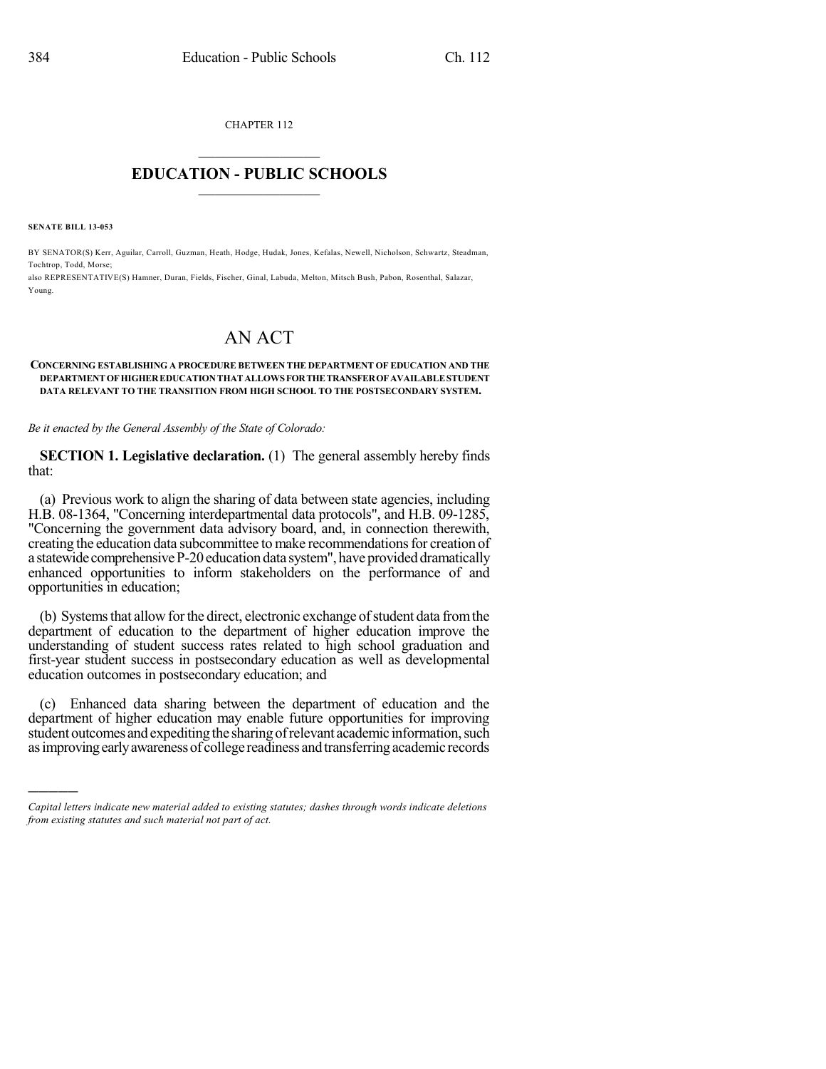CHAPTER 112

# EDUCATION - PUBLIC SCHOOLS

**SENATE BILL 13-053**

BY SENATOR(S) Kerr, Aguilar, Carroll, Guzman, Heath, Hodge, Hudak, Jones, Kefalas, Newell, Nicholson, Schwartz, Steadman, Tochtrop, Todd, Morse;
also REPRESENTATIVE(S) Hamner, Duran, Fields, Fischer, Ginal, Labuda, Melton, Mitsch Bush, Pabon, Rosenthal, Salazar, Young.

# AN ACT

**CONCERNING ESTABLISHING A PROCEDURE BETWEEN THE DEPARTMENT OF EDUCATION AND THE DEPARTMENT OF HIGHER EDUCATION THAT ALLOWS FOR THE TRANSFER OF AVAILABLE STUDENT DATA RELEVANT TO THE TRANSITION FROM HIGH SCHOOL TO THE POSTSECONDARY SYSTEM.**

*Be it enacted by the General Assembly of the State of Colorado:*

**SECTION 1. Legislative declaration.** (1) The general assembly hereby finds that:

(a) Previous work to align the sharing of data between state agencies, including H.B. 08-1364, "Concerning interdepartmental data protocols", and H.B. 09-1285, "Concerning the government data advisory board, and, in connection therewith, creating the education data subcommittee to make recommendations for creation of a statewide comprehensive P-20 education data system", have provided dramatically enhanced opportunities to inform stakeholders on the performance of and opportunities in education;

(b) Systems that allow for the direct, electronic exchange of student data from the department of education to the department of higher education improve the understanding of student success rates related to high school graduation and first-year student success in postsecondary education as well as developmental education outcomes in postsecondary education; and

(c) Enhanced data sharing between the department of education and the department of higher education may enable future opportunities for improving student outcomes and expediting the sharing of relevant academic information, such as improving early awareness of college readiness and transferring academic records

---

*Capital letters indicate new material added to existing statutes; dashes through words indicate deletions from existing statutes and such material not part of act.*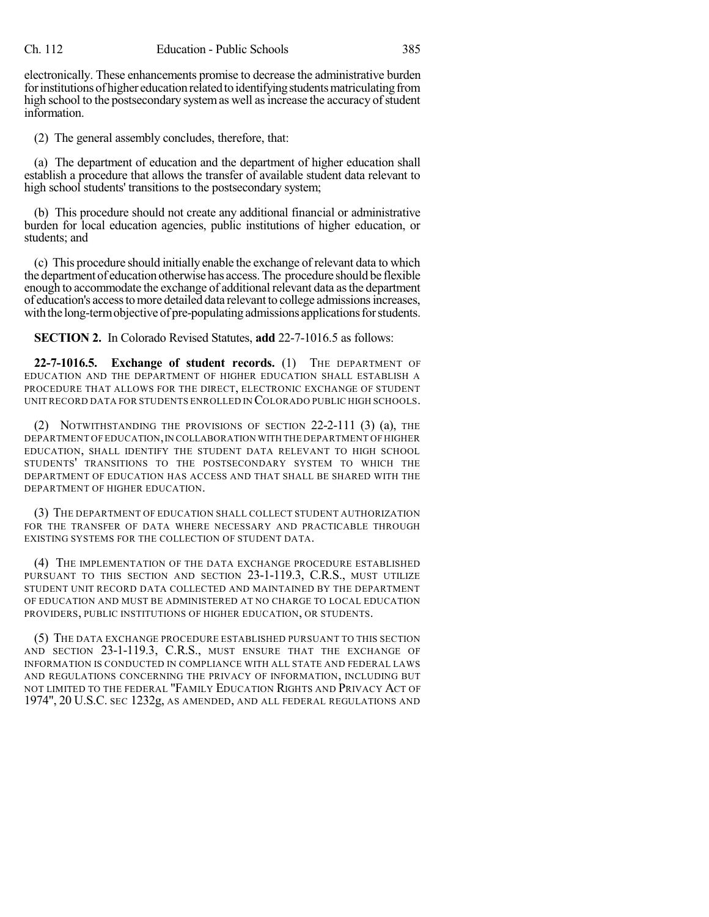electronically. These enhancements promise to decrease the administrative burden for institutions of higher education related to identifying students matriculating from high school to the postsecondary system as well as increase the accuracy of student information.

(2) The general assembly concludes, therefore, that:

(a) The department of education and the department of higher education shall establish a procedure that allows the transfer of available student data relevant to high school students' transitions to the postsecondary system;

(b) This procedure should not create any additional financial or administrative burden for local education agencies, public institutions of higher education, or students; and

(c) This procedure should initially enable the exchange of relevant data to which the department of education otherwise has access. The procedure should be flexible enough to accommodate the exchange of additional relevant data as the department of education's access to more detailed data relevant to college admissions increases, with the long-term objective of pre-populating admissions applications for students.

**SECTION 2.** In Colorado Revised Statutes, **add** 22-7-1016.5 as follows:

**22-7-1016.5. Exchange of student records.** (1) THE DEPARTMENT OF EDUCATION AND THE DEPARTMENT OF HIGHER EDUCATION SHALL ESTABLISH A PROCEDURE THAT ALLOWS FOR THE DIRECT, ELECTRONIC EXCHANGE OF STUDENT UNIT RECORD DATA FOR STUDENTS ENROLLED IN COLORADO PUBLIC HIGH SCHOOLS.

(2) NOTWITHSTANDING THE PROVISIONS OF SECTION 22-2-111 (3) (a), THE DEPARTMENT OF EDUCATION, IN COLLABORATION WITH THE DEPARTMENT OF HIGHER EDUCATION, SHALL IDENTIFY THE STUDENT DATA RELEVANT TO HIGH SCHOOL STUDENTS' TRANSITIONS TO THE POSTSECONDARY SYSTEM TO WHICH THE DEPARTMENT OF EDUCATION HAS ACCESS AND THAT SHALL BE SHARED WITH THE DEPARTMENT OF HIGHER EDUCATION.

(3) THE DEPARTMENT OF EDUCATION SHALL COLLECT STUDENT AUTHORIZATION FOR THE TRANSFER OF DATA WHERE NECESSARY AND PRACTICABLE THROUGH EXISTING SYSTEMS FOR THE COLLECTION OF STUDENT DATA.

(4) THE IMPLEMENTATION OF THE DATA EXCHANGE PROCEDURE ESTABLISHED PURSUANT TO THIS SECTION AND SECTION 23-1-119.3, C.R.S., MUST UTILIZE STUDENT UNIT RECORD DATA COLLECTED AND MAINTAINED BY THE DEPARTMENT OF EDUCATION AND MUST BE ADMINISTERED AT NO CHARGE TO LOCAL EDUCATION PROVIDERS, PUBLIC INSTITUTIONS OF HIGHER EDUCATION, OR STUDENTS.

(5) THE DATA EXCHANGE PROCEDURE ESTABLISHED PURSUANT TO THIS SECTION AND SECTION 23-1-119.3, C.R.S., MUST ENSURE THAT THE EXCHANGE OF INFORMATION IS CONDUCTED IN COMPLIANCE WITH ALL STATE AND FEDERAL LAWS AND REGULATIONS CONCERNING THE PRIVACY OF INFORMATION, INCLUDING BUT NOT LIMITED TO THE FEDERAL "FAMILY EDUCATION RIGHTS AND PRIVACY ACT OF 1974", 20 U.S.C. SEC 1232g, AS AMENDED, AND ALL FEDERAL REGULATIONS AND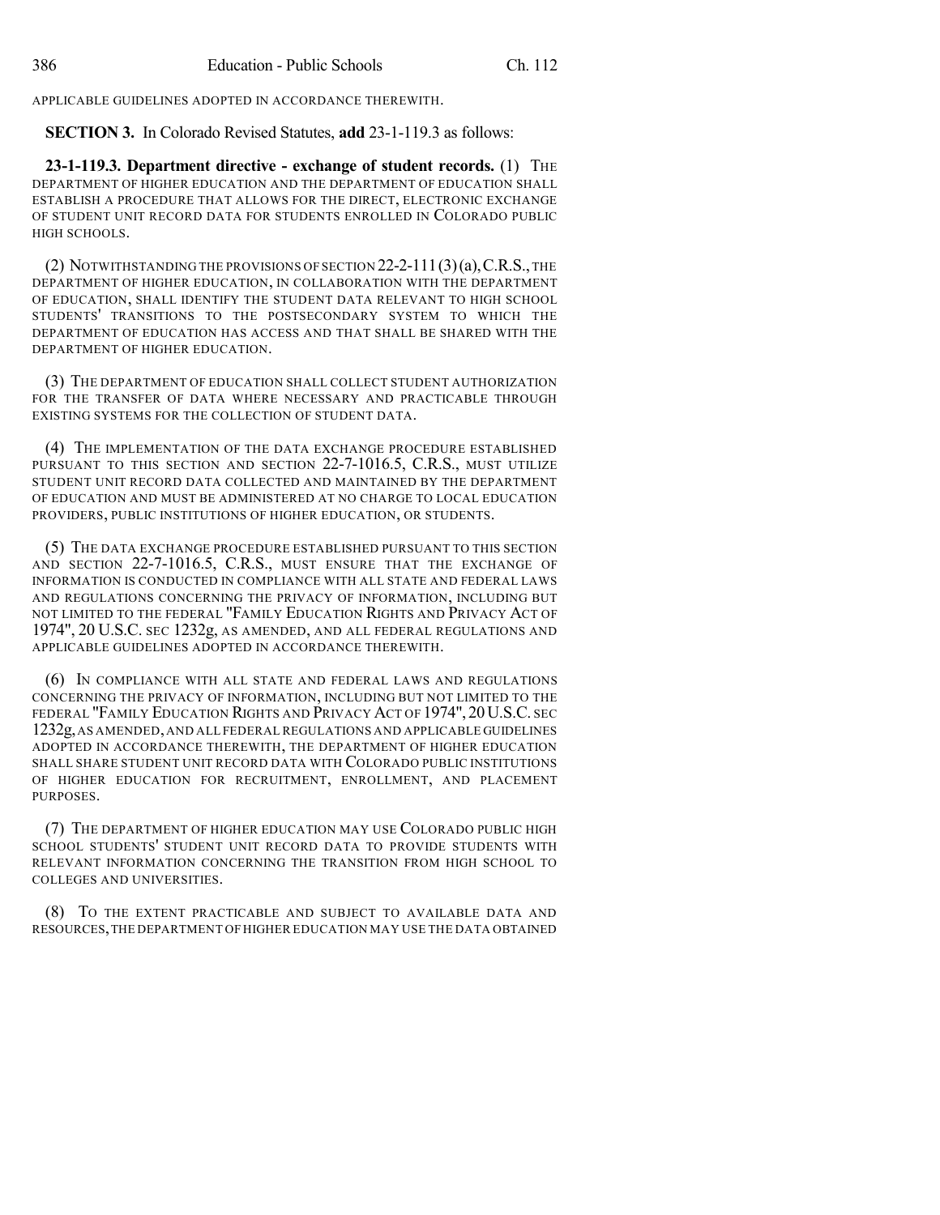APPLICABLE GUIDELINES ADOPTED IN ACCORDANCE THEREWITH.

**SECTION 3.** In Colorado Revised Statutes, **add** 23-1-119.3 as follows:

**23-1-119.3. Department directive - exchange of student records.** (1) THE DEPARTMENT OF HIGHER EDUCATION AND THE DEPARTMENT OF EDUCATION SHALL ESTABLISH A PROCEDURE THAT ALLOWS FOR THE DIRECT, ELECTRONIC EXCHANGE OF STUDENT UNIT RECORD DATA FOR STUDENTS ENROLLED IN COLORADO PUBLIC HIGH SCHOOLS.

(2) NOTWITHSTANDING THE PROVISIONS OF SECTION 22-2-111 (3)(a), C.R.S., THE DEPARTMENT OF HIGHER EDUCATION, IN COLLABORATION WITH THE DEPARTMENT OF EDUCATION, SHALL IDENTIFY THE STUDENT DATA RELEVANT TO HIGH SCHOOL STUDENTS' TRANSITIONS TO THE POSTSECONDARY SYSTEM TO WHICH THE DEPARTMENT OF EDUCATION HAS ACCESS AND THAT SHALL BE SHARED WITH THE DEPARTMENT OF HIGHER EDUCATION.

(3) THE DEPARTMENT OF EDUCATION SHALL COLLECT STUDENT AUTHORIZATION FOR THE TRANSFER OF DATA WHERE NECESSARY AND PRACTICABLE THROUGH EXISTING SYSTEMS FOR THE COLLECTION OF STUDENT DATA.

(4) THE IMPLEMENTATION OF THE DATA EXCHANGE PROCEDURE ESTABLISHED PURSUANT TO THIS SECTION AND SECTION 22-7-1016.5, C.R.S., MUST UTILIZE STUDENT UNIT RECORD DATA COLLECTED AND MAINTAINED BY THE DEPARTMENT OF EDUCATION AND MUST BE ADMINISTERED AT NO CHARGE TO LOCAL EDUCATION PROVIDERS, PUBLIC INSTITUTIONS OF HIGHER EDUCATION, OR STUDENTS.

(5) THE DATA EXCHANGE PROCEDURE ESTABLISHED PURSUANT TO THIS SECTION AND SECTION 22-7-1016.5, C.R.S., MUST ENSURE THAT THE EXCHANGE OF INFORMATION IS CONDUCTED IN COMPLIANCE WITH ALL STATE AND FEDERAL LAWS AND REGULATIONS CONCERNING THE PRIVACY OF INFORMATION, INCLUDING BUT NOT LIMITED TO THE FEDERAL "FAMILY EDUCATION RIGHTS AND PRIVACY ACT OF 1974", 20 U.S.C. SEC 1232g, AS AMENDED, AND ALL FEDERAL REGULATIONS AND APPLICABLE GUIDELINES ADOPTED IN ACCORDANCE THEREWITH.

(6) IN COMPLIANCE WITH ALL STATE AND FEDERAL LAWS AND REGULATIONS CONCERNING THE PRIVACY OF INFORMATION, INCLUDING BUT NOT LIMITED TO THE FEDERAL "FAMILY EDUCATION RIGHTS AND PRIVACY ACT OF 1974", 20 U.S.C. SEC 1232g, AS AMENDED, AND ALL FEDERAL REGULATIONS AND APPLICABLE GUIDELINES ADOPTED IN ACCORDANCE THEREWITH, THE DEPARTMENT OF HIGHER EDUCATION SHALL SHARE STUDENT UNIT RECORD DATA WITH COLORADO PUBLIC INSTITUTIONS OF HIGHER EDUCATION FOR RECRUITMENT, ENROLLMENT, AND PLACEMENT PURPOSES.

(7) THE DEPARTMENT OF HIGHER EDUCATION MAY USE COLORADO PUBLIC HIGH SCHOOL STUDENTS' STUDENT UNIT RECORD DATA TO PROVIDE STUDENTS WITH RELEVANT INFORMATION CONCERNING THE TRANSITION FROM HIGH SCHOOL TO COLLEGES AND UNIVERSITIES.

(8) TO THE EXTENT PRACTICABLE AND SUBJECT TO AVAILABLE DATA AND RESOURCES, THE DEPARTMENT OF HIGHER EDUCATION MAY USE THE DATA OBTAINED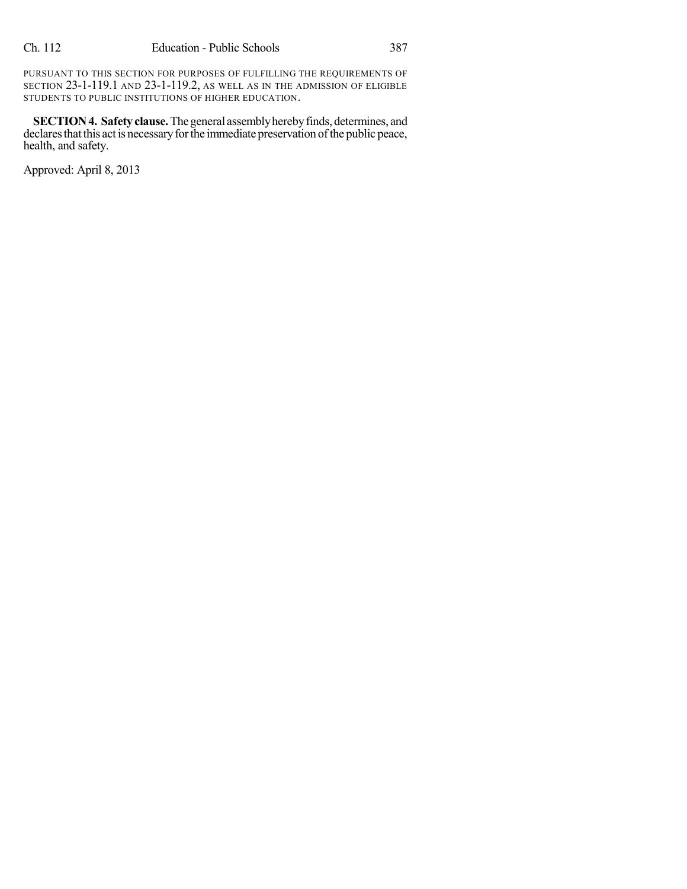PURSUANT TO THIS SECTION FOR PURPOSES OF FULFILLING THE REQUIREMENTS OF SECTION 23-1-119.1 AND 23-1-119.2, AS WELL AS IN THE ADMISSION OF ELIGIBLE STUDENTS TO PUBLIC INSTITUTIONS OF HIGHER EDUCATION.

**SECTION 4. Safety clause.** The general assembly hereby finds, determines, and declares that this act is necessary for the immediate preservation of the public peace, health, and safety.

Approved: April 8, 2013